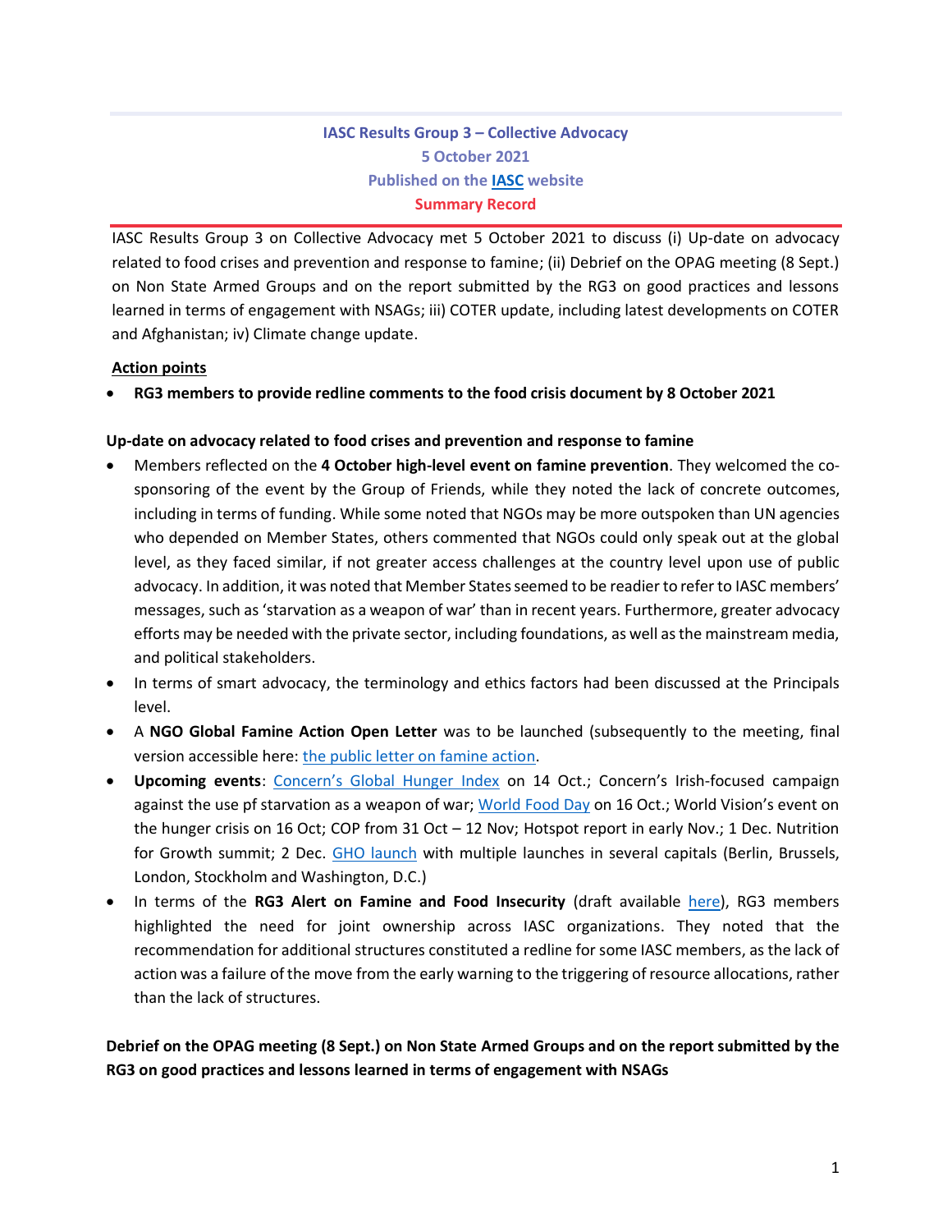**IASC Results Group 3 – Collective Advocacy**
**5 October 2021**
**Published on the [IASC](#) website**
**Summary Record**

IASC Results Group 3 on Collective Advocacy met 5 October 2021 to discuss (i) Up-date on advocacy related to food crises and prevention and response to famine; (ii) Debrief on the OPAG meeting (8 Sept.) on Non State Armed Groups and on the report submitted by the RG3 on good practices and lessons learned in terms of engagement with NSAGs; iii) COTER update, including latest developments on COTER and Afghanistan; iv) Climate change update.

**Action points**

- **RG3 members to provide redline comments to the food crisis document by 8 October 2021**

**Up-date on advocacy related to food crises and prevention and response to famine**

- Members reflected on the **4 October high-level event on famine prevention**. They welcomed the co-sponsoring of the event by the Group of Friends, while they noted the lack of concrete outcomes, including in terms of funding. While some noted that NGOs may be more outspoken than UN agencies who depended on Member States, others commented that NGOs could only speak out at the global level, as they faced similar, if not greater access challenges at the country level upon use of public advocacy. In addition, it was noted that Member States seemed to be readier to refer to IASC members' messages, such as 'starvation as a weapon of war' than in recent years. Furthermore, greater advocacy efforts may be needed with the private sector, including foundations, as well as the mainstream media, and political stakeholders.
- In terms of smart advocacy, the terminology and ethics factors had been discussed at the Principals level.
- A **NGO Global Famine Action Open Letter** was to be launched (subsequently to the meeting, final version accessible here: [the public letter on famine action](#).
- **Upcoming events**: [Concern's Global Hunger Index](#) on 14 Oct.; Concern's Irish-focused campaign against the use pf starvation as a weapon of war; [World Food Day](#) on 16 Oct.; World Vision's event on the hunger crisis on 16 Oct; COP from 31 Oct – 12 Nov; Hotspot report in early Nov.; 1 Dec. Nutrition for Growth summit; 2 Dec. [GHO launch](#) with multiple launches in several capitals (Berlin, Brussels, London, Stockholm and Washington, D.C.)
- In terms of the **RG3 Alert on Famine and Food Insecurity** (draft available [here](#)), RG3 members highlighted the need for joint ownership across IASC organizations. They noted that the recommendation for additional structures constituted a redline for some IASC members, as the lack of action was a failure of the move from the early warning to the triggering of resource allocations, rather than the lack of structures.

**Debrief on the OPAG meeting (8 Sept.) on Non State Armed Groups and on the report submitted by the RG3 on good practices and lessons learned in terms of engagement with NSAGs**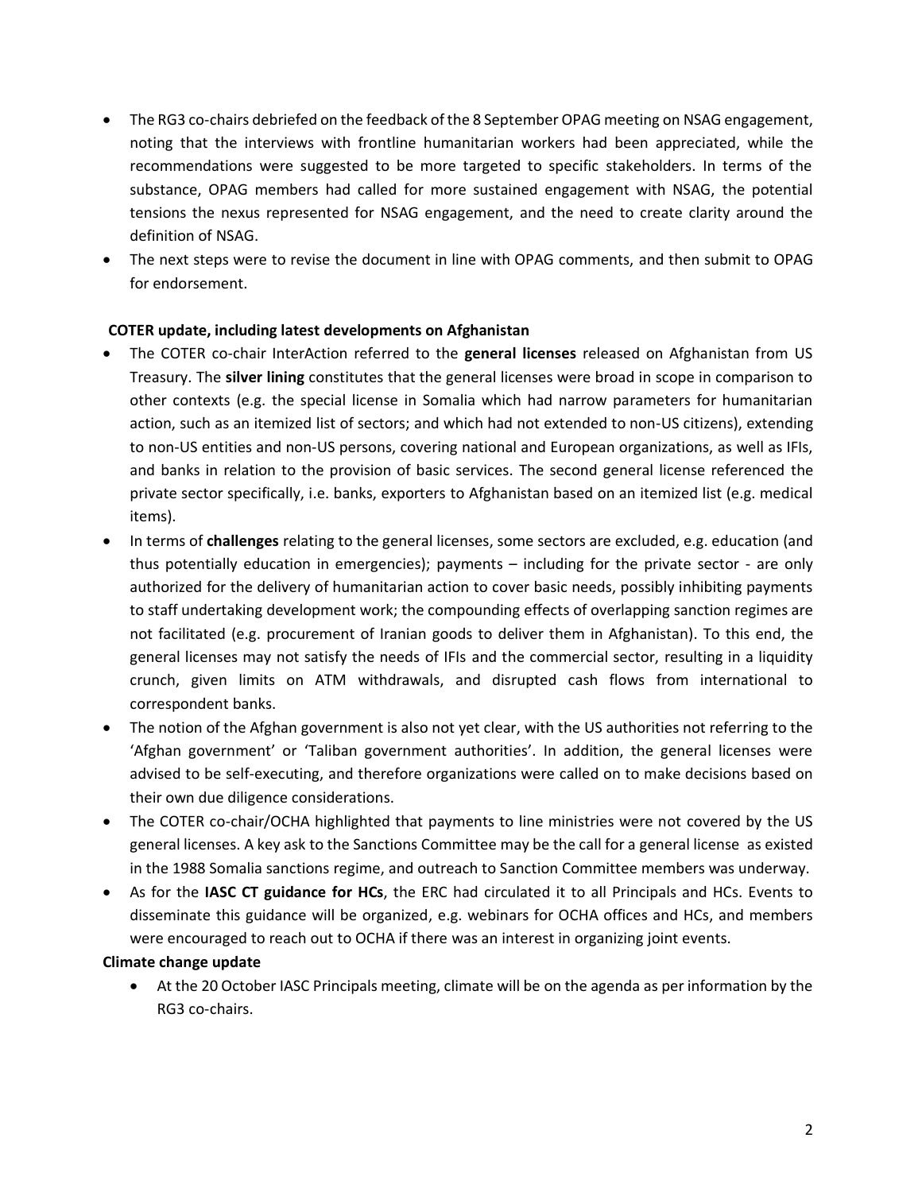- The RG3 co-chairs debriefed on the feedback of the 8 September OPAG meeting on NSAG engagement, noting that the interviews with frontline humanitarian workers had been appreciated, while the recommendations were suggested to be more targeted to specific stakeholders. In terms of the substance, OPAG members had called for more sustained engagement with NSAG, the potential tensions the nexus represented for NSAG engagement, and the need to create clarity around the definition of NSAG.
- The next steps were to revise the document in line with OPAG comments, and then submit to OPAG for endorsement.

**COTER update, including latest developments on Afghanistan**

- The COTER co-chair InterAction referred to the **general licenses** released on Afghanistan from US Treasury. The **silver lining** constitutes that the general licenses were broad in scope in comparison to other contexts (e.g. the special license in Somalia which had narrow parameters for humanitarian action, such as an itemized list of sectors; and which had not extended to non-US citizens), extending to non-US entities and non-US persons, covering national and European organizations, as well as IFIs, and banks in relation to the provision of basic services. The second general license referenced the private sector specifically, i.e. banks, exporters to Afghanistan based on an itemized list (e.g. medical items).
- In terms of **challenges** relating to the general licenses, some sectors are excluded, e.g. education (and thus potentially education in emergencies); payments – including for the private sector - are only authorized for the delivery of humanitarian action to cover basic needs, possibly inhibiting payments to staff undertaking development work; the compounding effects of overlapping sanction regimes are not facilitated (e.g. procurement of Iranian goods to deliver them in Afghanistan). To this end, the general licenses may not satisfy the needs of IFIs and the commercial sector, resulting in a liquidity crunch, given limits on ATM withdrawals, and disrupted cash flows from international to correspondent banks.
- The notion of the Afghan government is also not yet clear, with the US authorities not referring to the 'Afghan government' or 'Taliban government authorities'. In addition, the general licenses were advised to be self-executing, and therefore organizations were called on to make decisions based on their own due diligence considerations.
- The COTER co-chair/OCHA highlighted that payments to line ministries were not covered by the US general licenses. A key ask to the Sanctions Committee may be the call for a general license as existed in the 1988 Somalia sanctions regime, and outreach to Sanction Committee members was underway.
- As for the **IASC CT guidance for HCs**, the ERC had circulated it to all Principals and HCs. Events to disseminate this guidance will be organized, e.g. webinars for OCHA offices and HCs, and members were encouraged to reach out to OCHA if there was an interest in organizing joint events.

**Climate change update**

- At the 20 October IASC Principals meeting, climate will be on the agenda as per information by the RG3 co-chairs.